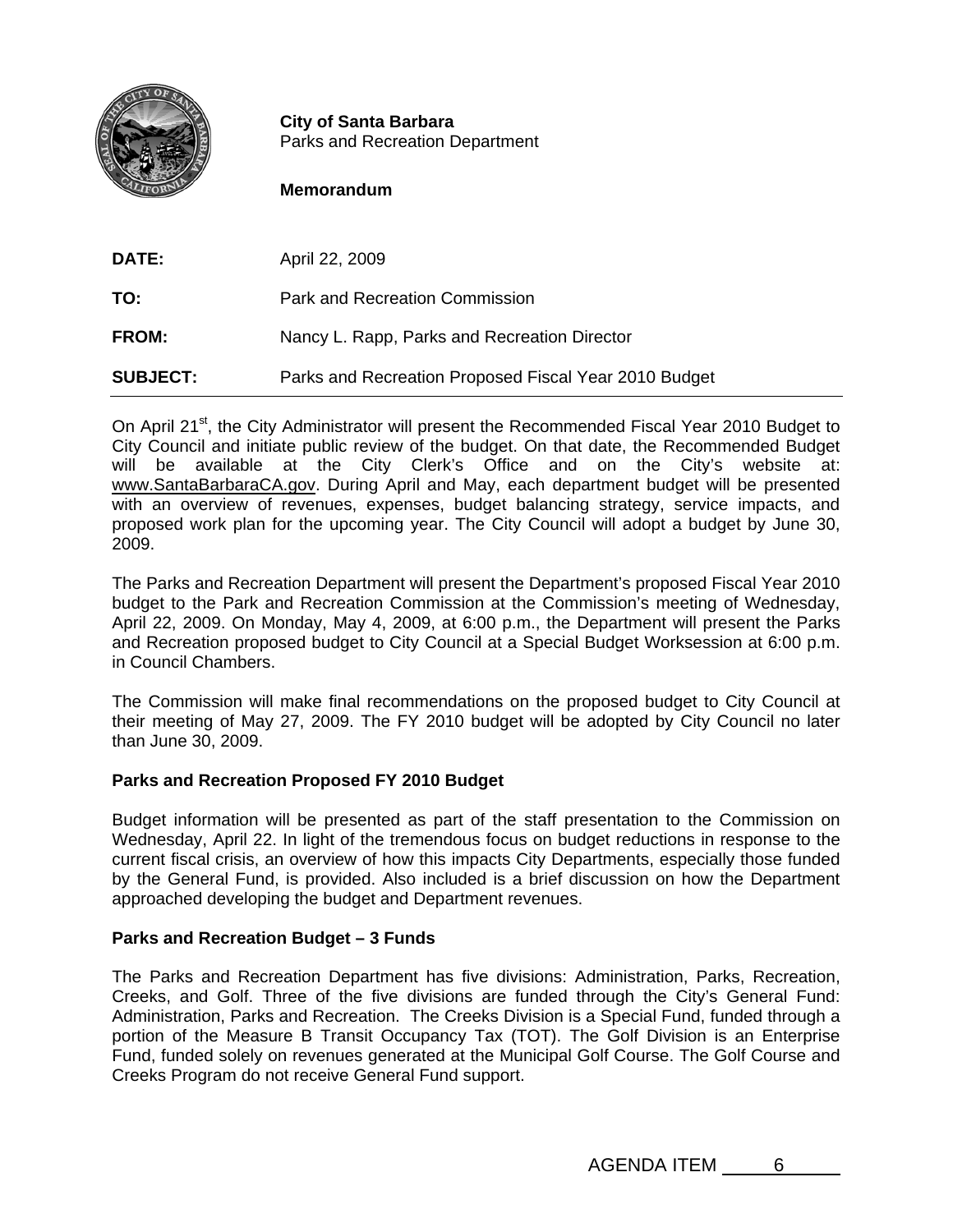**City of Santa Barbara**
Parks and Recreation Department

**Memorandum**

| | |
|---|---|
| **DATE:** | April 22, 2009 |
| **TO:** | Park and Recreation Commission |
| **FROM:** | Nancy L. Rapp, Parks and Recreation Director |
| **SUBJECT:** | Parks and Recreation Proposed Fiscal Year 2010 Budget |

On April 21st, the City Administrator will present the Recommended Fiscal Year 2010 Budget to City Council and initiate public review of the budget. On that date, the Recommended Budget will be available at the City Clerk's Office and on the City's website at: www.SantaBarbaraCA.gov. During April and May, each department budget will be presented with an overview of revenues, expenses, budget balancing strategy, service impacts, and proposed work plan for the upcoming year. The City Council will adopt a budget by June 30, 2009.

The Parks and Recreation Department will present the Department's proposed Fiscal Year 2010 budget to the Park and Recreation Commission at the Commission's meeting of Wednesday, April 22, 2009. On Monday, May 4, 2009, at 6:00 p.m., the Department will present the Parks and Recreation proposed budget to City Council at a Special Budget Worksession at 6:00 p.m. in Council Chambers.

The Commission will make final recommendations on the proposed budget to City Council at their meeting of May 27, 2009. The FY 2010 budget will be adopted by City Council no later than June 30, 2009.

### Parks and Recreation Proposed FY 2010 Budget

Budget information will be presented as part of the staff presentation to the Commission on Wednesday, April 22. In light of the tremendous focus on budget reductions in response to the current fiscal crisis, an overview of how this impacts City Departments, especially those funded by the General Fund, is provided. Also included is a brief discussion on how the Department approached developing the budget and Department revenues.

### Parks and Recreation Budget – 3 Funds

The Parks and Recreation Department has five divisions: Administration, Parks, Recreation, Creeks, and Golf. Three of the five divisions are funded through the City's General Fund: Administration, Parks and Recreation. The Creeks Division is a Special Fund, funded through a portion of the Measure B Transit Occupancy Tax (TOT). The Golf Division is an Enterprise Fund, funded solely on revenues generated at the Municipal Golf Course. The Golf Course and Creeks Program do not receive General Fund support.

AGENDA ITEM 6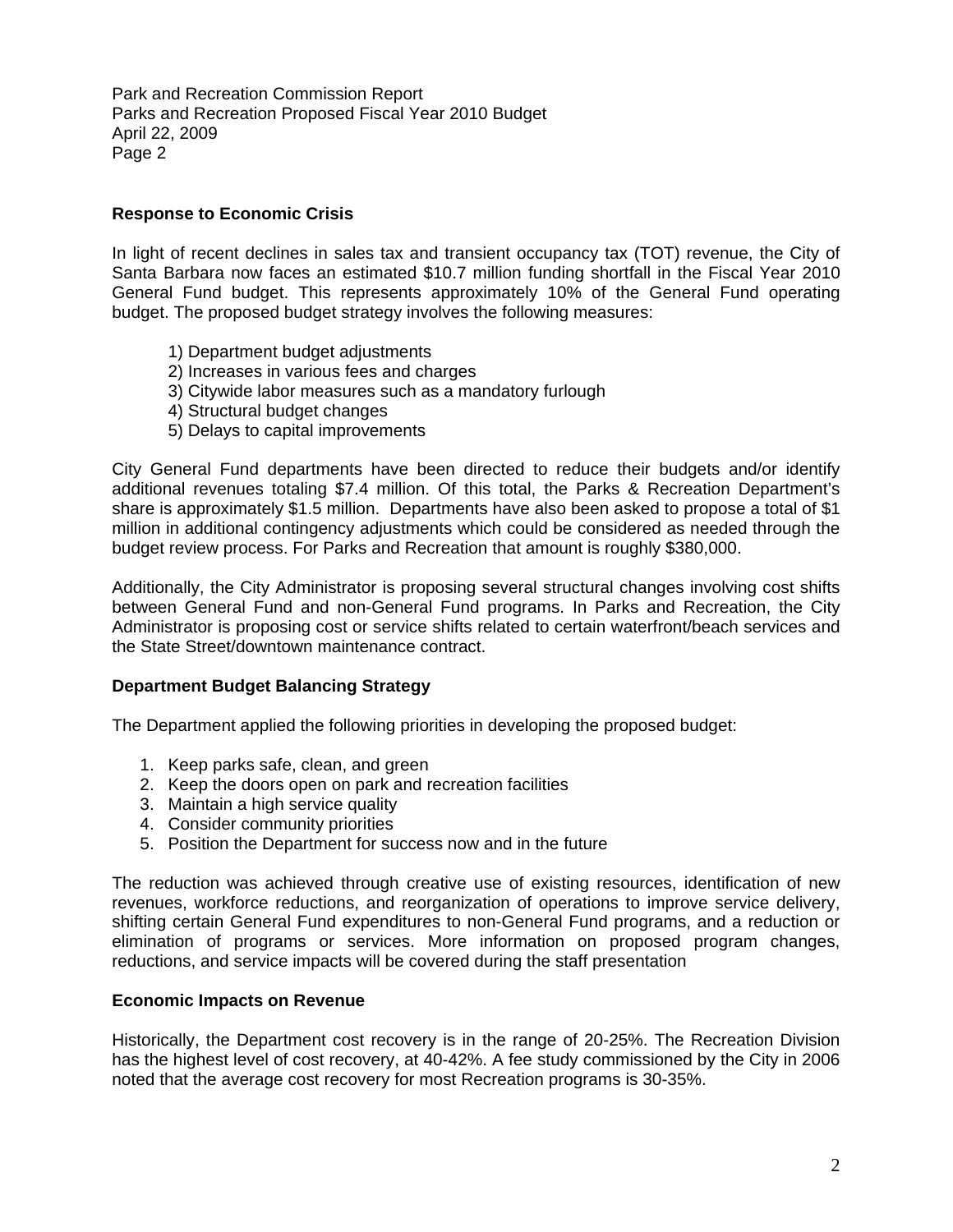## Response to Economic Crisis

In light of recent declines in sales tax and transient occupancy tax (TOT) revenue, the City of Santa Barbara now faces an estimated $10.7 million funding shortfall in the Fiscal Year 2010 General Fund budget. This represents approximately 10% of the General Fund operating budget. The proposed budget strategy involves the following measures:

1) Department budget adjustments
2) Increases in various fees and charges
3) Citywide labor measures such as a mandatory furlough
4) Structural budget changes
5) Delays to capital improvements

City General Fund departments have been directed to reduce their budgets and/or identify additional revenues totaling $7.4 million. Of this total, the Parks & Recreation Department's share is approximately $1.5 million. Departments have also been asked to propose a total of $1 million in additional contingency adjustments which could be considered as needed through the budget review process. For Parks and Recreation that amount is roughly $380,000.

Additionally, the City Administrator is proposing several structural changes involving cost shifts between General Fund and non-General Fund programs. In Parks and Recreation, the City Administrator is proposing cost or service shifts related to certain waterfront/beach services and the State Street/downtown maintenance contract.

## Department Budget Balancing Strategy

The Department applied the following priorities in developing the proposed budget:

1. Keep parks safe, clean, and green
2. Keep the doors open on park and recreation facilities
3. Maintain a high service quality
4. Consider community priorities
5. Position the Department for success now and in the future

The reduction was achieved through creative use of existing resources, identification of new revenues, workforce reductions, and reorganization of operations to improve service delivery, shifting certain General Fund expenditures to non-General Fund programs, and a reduction or elimination of programs or services. More information on proposed program changes, reductions, and service impacts will be covered during the staff presentation

## Economic Impacts on Revenue

Historically, the Department cost recovery is in the range of 20-25%. The Recreation Division has the highest level of cost recovery, at 40-42%. A fee study commissioned by the City in 2006 noted that the average cost recovery for most Recreation programs is 30-35%.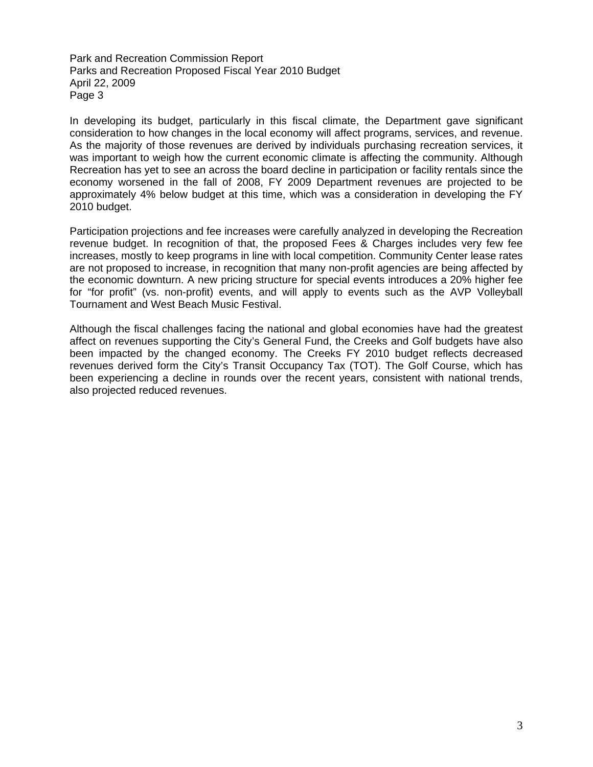In developing its budget, particularly in this fiscal climate, the Department gave significant consideration to how changes in the local economy will affect programs, services, and revenue. As the majority of those revenues are derived by individuals purchasing recreation services, it was important to weigh how the current economic climate is affecting the community. Although Recreation has yet to see an across the board decline in participation or facility rentals since the economy worsened in the fall of 2008, FY 2009 Department revenues are projected to be approximately 4% below budget at this time, which was a consideration in developing the FY 2010 budget.

Participation projections and fee increases were carefully analyzed in developing the Recreation revenue budget. In recognition of that, the proposed Fees & Charges includes very few fee increases, mostly to keep programs in line with local competition. Community Center lease rates are not proposed to increase, in recognition that many non-profit agencies are being affected by the economic downturn. A new pricing structure for special events introduces a 20% higher fee for "for profit" (vs. non-profit) events, and will apply to events such as the AVP Volleyball Tournament and West Beach Music Festival.

Although the fiscal challenges facing the national and global economies have had the greatest affect on revenues supporting the City's General Fund, the Creeks and Golf budgets have also been impacted by the changed economy. The Creeks FY 2010 budget reflects decreased revenues derived form the City's Transit Occupancy Tax (TOT). The Golf Course, which has been experiencing a decline in rounds over the recent years, consistent with national trends, also projected reduced revenues.